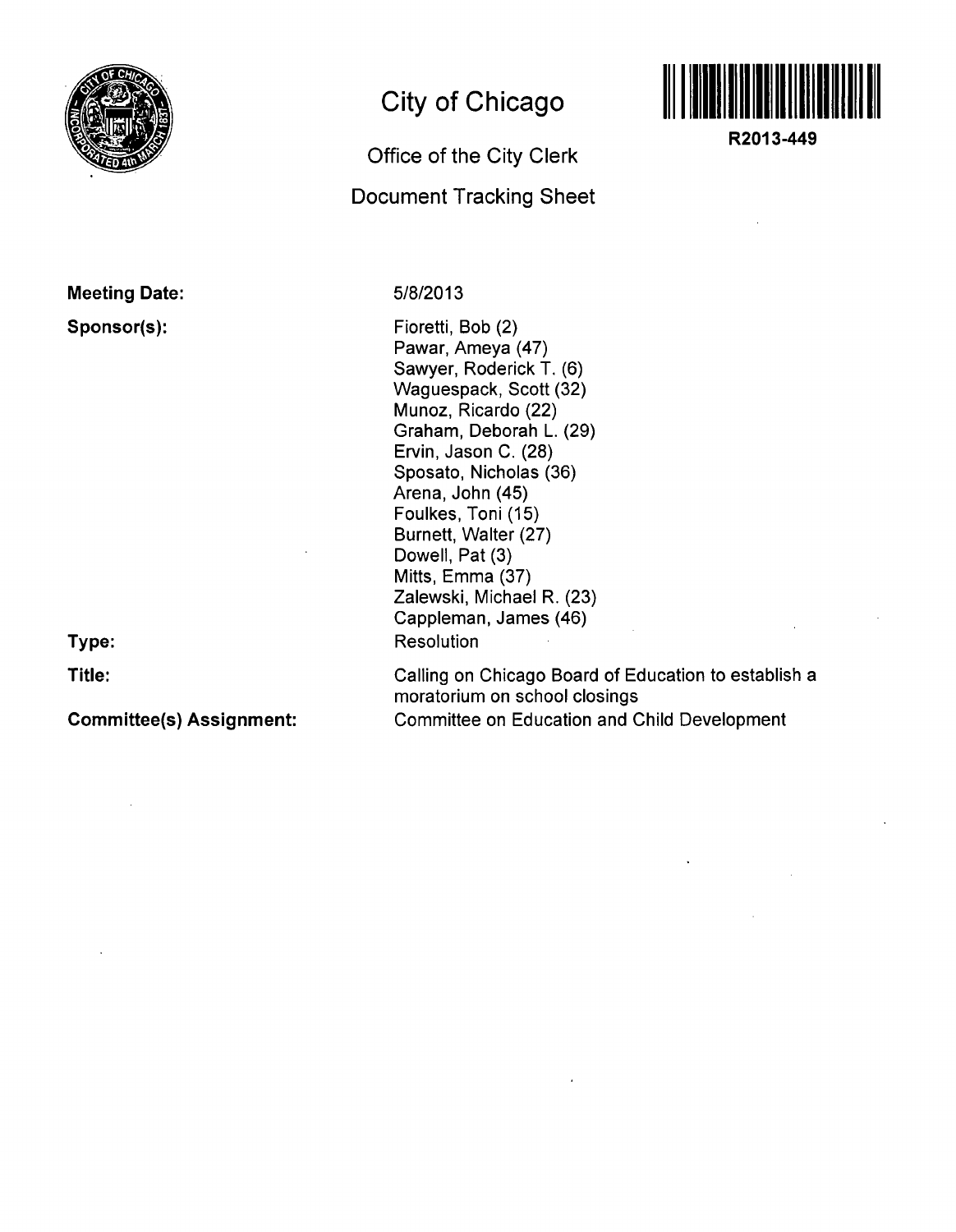# City of Chicago

## Office of the City Clerk

## Document Tracking Sheet

**R2013-449**

**Meeting Date:** 5/8/2013

**Sponsor(s):**
Fioretti, Bob (2)
Pawar, Ameya (47)
Sawyer, Roderick T. (6)
Waguespack, Scott (32)
Munoz, Ricardo (22)
Graham, Deborah L. (29)
Ervin, Jason C. (28)
Sposato, Nicholas (36)
Arena, John (45)
Foulkes, Toni (15)
Burnett, Walter (27)
Dowell, Pat (3)
Mitts, Emma (37)
Zalewski, Michael R. (23)
Cappleman, James (46)

**Type:** Resolution

**Title:** Calling on Chicago Board of Education to establish a moratorium on school closings

**Committee(s) Assignment:** Committee on Education and Child Development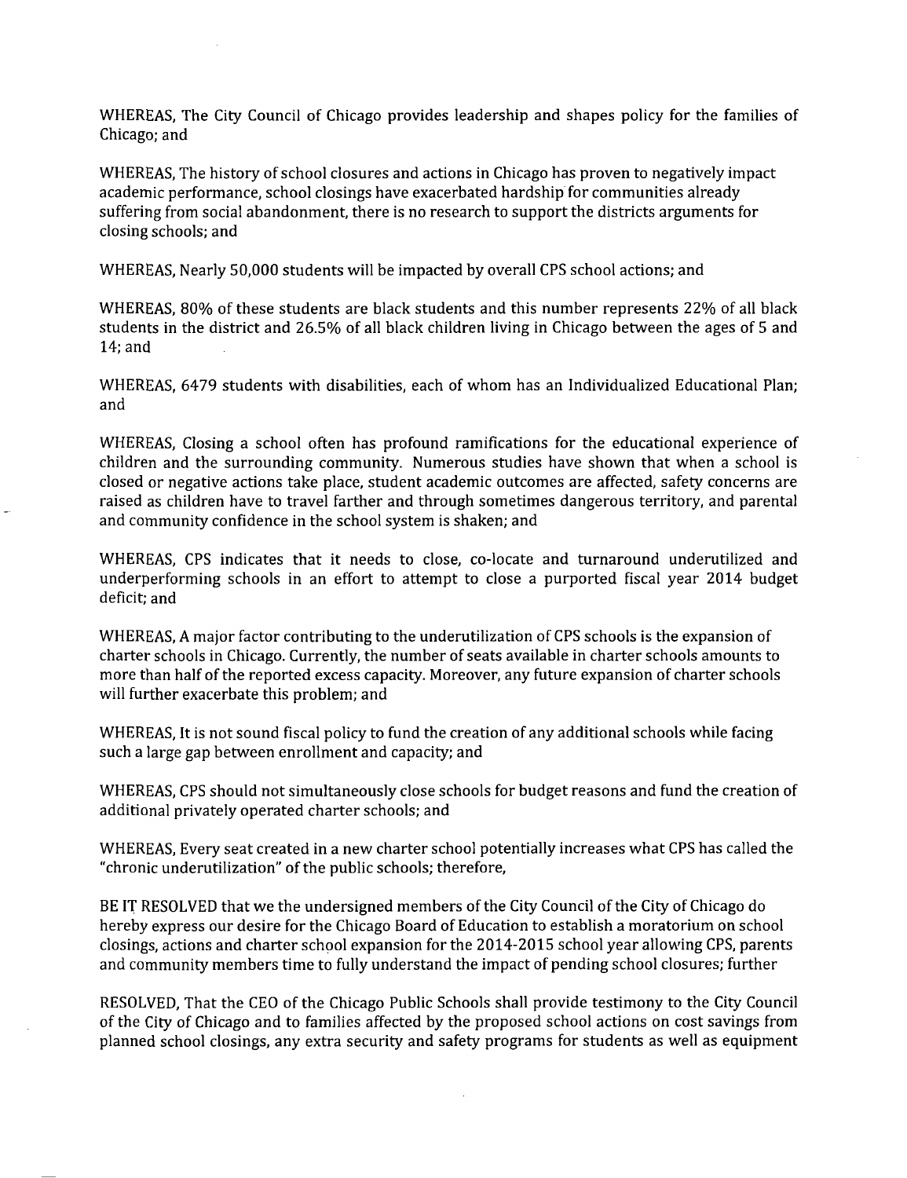WHEREAS, The City Council of Chicago provides leadership and shapes policy for the families of Chicago; and

WHEREAS, The history of school closures and actions in Chicago has proven to negatively impact academic performance, school closings have exacerbated hardship for communities already suffering from social abandonment, there is no research to support the districts arguments for closing schools; and

WHEREAS, Nearly 50,000 students will be impacted by overall CPS school actions; and

WHEREAS, 80% of these students are black students and this number represents 22% of all black students in the district and 26.5% of all black children living in Chicago between the ages of 5 and 14; and

WHEREAS, 6479 students with disabilities, each of whom has an Individualized Educational Plan; and

WHEREAS, Closing a school often has profound ramifications for the educational experience of children and the surrounding community. Numerous studies have shown that when a school is closed or negative actions take place, student academic outcomes are affected, safety concerns are raised as children have to travel farther and through sometimes dangerous territory, and parental and community confidence in the school system is shaken; and

WHEREAS, CPS indicates that it needs to close, co-locate and turnaround underutilized and underperforming schools in an effort to attempt to close a purported fiscal year 2014 budget deficit; and

WHEREAS, A major factor contributing to the underutilization of CPS schools is the expansion of charter schools in Chicago. Currently, the number of seats available in charter schools amounts to more than half of the reported excess capacity. Moreover, any future expansion of charter schools will further exacerbate this problem; and

WHEREAS, It is not sound fiscal policy to fund the creation of any additional schools while facing such a large gap between enrollment and capacity; and

WHEREAS, CPS should not simultaneously close schools for budget reasons and fund the creation of additional privately operated charter schools; and

WHEREAS, Every seat created in a new charter school potentially increases what CPS has called the "chronic underutilization" of the public schools; therefore,

BE IT RESOLVED that we the undersigned members of the City Council of the City of Chicago do hereby express our desire for the Chicago Board of Education to establish a moratorium on school closings, actions and charter school expansion for the 2014-2015 school year allowing CPS, parents and community members time to fully understand the impact of pending school closures; further

RESOLVED, That the CEO of the Chicago Public Schools shall provide testimony to the City Council of the City of Chicago and to families affected by the proposed school actions on cost savings from planned school closings, any extra security and safety programs for students as well as equipment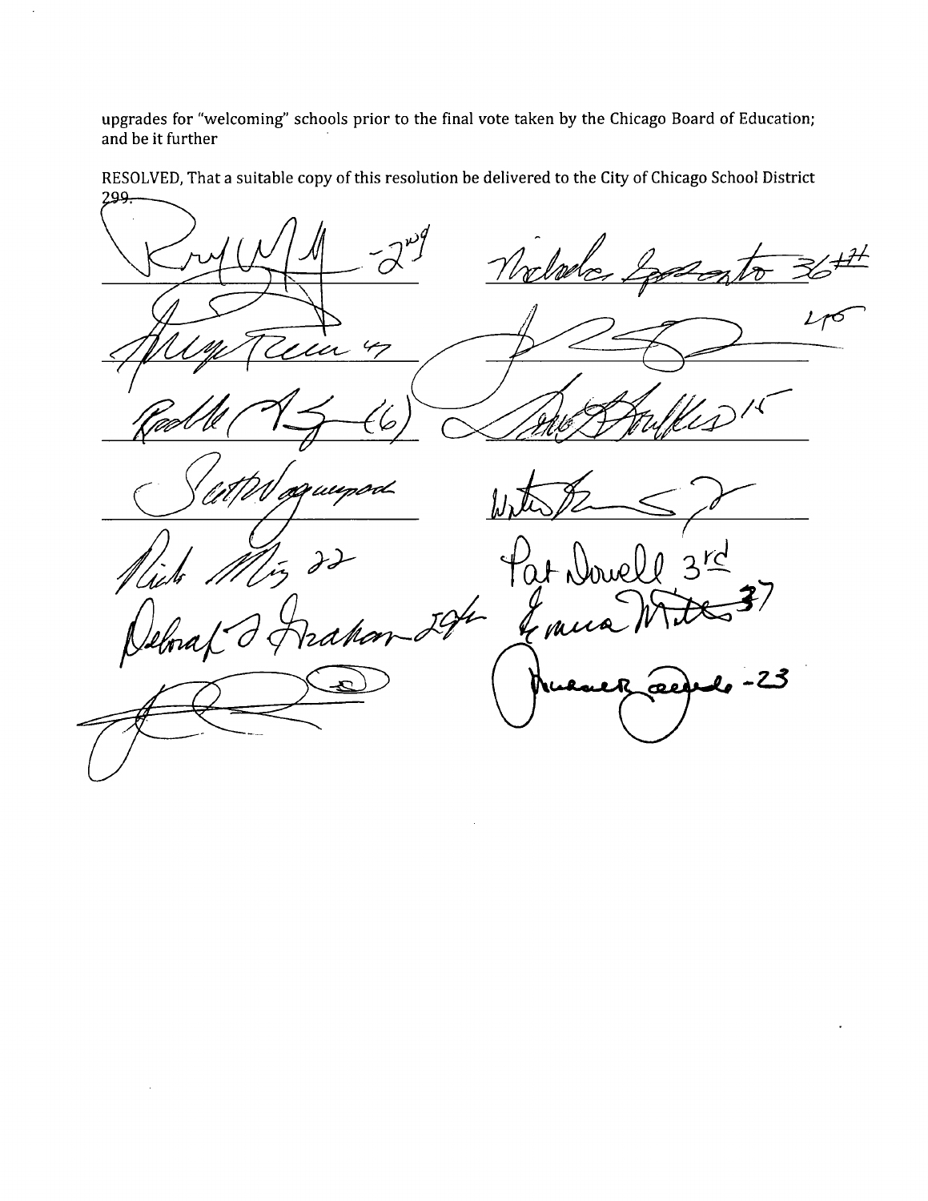upgrades for "welcoming" schools prior to the final vote taken by the Chicago Board of Education; and be it further

RESOLVED, That a suitable copy of this resolution be delivered to the City of Chicago School District 299.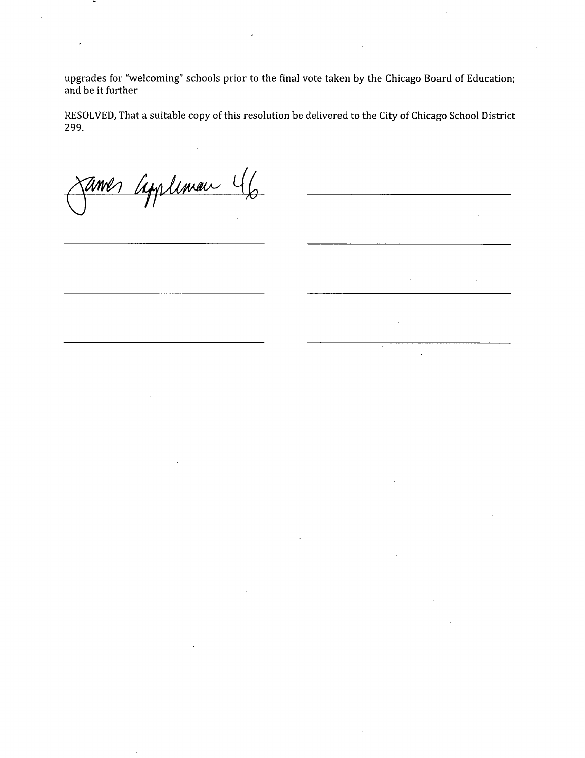upgrades for "welcoming" schools prior to the final vote taken by the Chicago Board of Education; and be it further

RESOLVED, That a suitable copy of this resolution be delivered to the City of Chicago School District 299.

James Cappleman 46